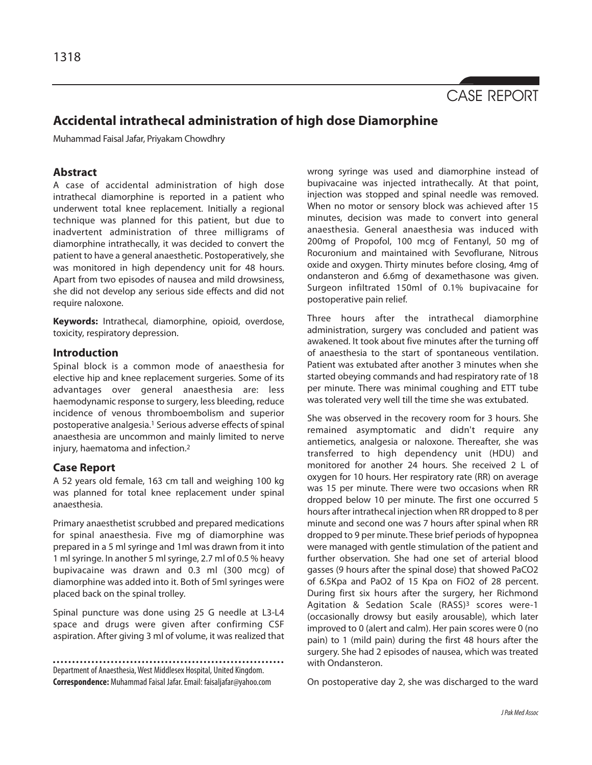CASE REPORT

# Accidental intrathecal administration of high dose Diamorphine

Muhammad Faisal Jafar, Priyakam Chowdhry

## Abstract

A case of accidental administration of high dose intrathecal diamorphine is reported in a patient who underwent total knee replacement. Initially a regional technique was planned for this patient, but due to inadvertent administration of three milligrams of diamorphine intrathecally, it was decided to convert the patient to have a general anaesthetic. Postoperatively, she was monitored in high dependency unit for 48 hours. Apart from two episodes of nausea and mild drowsiness, she did not develop any serious side effects and did not require naloxone.

**Keywords:** Intrathecal, diamorphine, opioid, overdose, toxicity, respiratory depression.

## Introduction

Spinal block is a common mode of anaesthesia for elective hip and knee replacement surgeries. Some of its advantages over general anaesthesia are: less haemodynamic response to surgery, less bleeding, reduce incidence of venous thromboembolism and superior postoperative analgesia.[1] Serious adverse effects of spinal anaesthesia are uncommon and mainly limited to nerve injury, haematoma and infection.[2]

## Case Report

A 52 years old female, 163 cm tall and weighing 100 kg was planned for total knee replacement under spinal anaesthesia.

Primary anaesthetist scrubbed and prepared medications for spinal anaesthesia. Five mg of diamorphine was prepared in a 5 ml syringe and 1ml was drawn from it into 1 ml syringe. In another 5 ml syringe, 2.7 ml of 0.5 % heavy bupivacaine was drawn and 0.3 ml (300 mcg) of diamorphine was added into it. Both of 5ml syringes were placed back on the spinal trolley.

Spinal puncture was done using 25 G needle at L3-L4 space and drugs were given after confirming CSF aspiration. After giving 3 ml of volume, it was realized that wrong syringe was used and diamorphine instead of bupivacaine was injected intrathecally. At that point, injection was stopped and spinal needle was removed. When no motor or sensory block was achieved after 15 minutes, decision was made to convert into general anaesthesia. General anaesthesia was induced with 200mg of Propofol, 100 mcg of Fentanyl, 50 mg of Rocuronium and maintained with Sevoflurane, Nitrous oxide and oxygen. Thirty minutes before closing, 4mg of ondansteron and 6.6mg of dexamethasone was given. Surgeon infiltrated 150ml of 0.1% bupivacaine for postoperative pain relief.

Three hours after the intrathecal diamorphine administration, surgery was concluded and patient was awakened. It took about five minutes after the turning off of anaesthesia to the start of spontaneous ventilation. Patient was extubated after another 3 minutes when she started obeying commands and had respiratory rate of 18 per minute. There was minimal coughing and ETT tube was tolerated very well till the time she was extubated.

She was observed in the recovery room for 3 hours. She remained asymptomatic and didn't require any antiemetics, analgesia or naloxone. Thereafter, she was transferred to high dependency unit (HDU) and monitored for another 24 hours. She received 2 L of oxygen for 10 hours. Her respiratory rate (RR) on average was 15 per minute. There were two occasions when RR dropped below 10 per minute. The first one occurred 5 hours after intrathecal injection when RR dropped to 8 per minute and second one was 7 hours after spinal when RR dropped to 9 per minute. These brief periods of hypopnea were managed with gentle stimulation of the patient and further observation. She had one set of arterial blood gasses (9 hours after the spinal dose) that showed $PaCO_2$ of 6.5Kpa and $PaO_2$ of 15 Kpa on $FiO_2$ of 28 percent. During first six hours after the surgery, her Richmond Agitation & Sedation Scale (RASS)[3] scores were-1 (occasionally drowsy but easily arousable), which later improved to 0 (alert and calm). Her pain scores were 0 (no pain) to 1 (mild pain) during the first 48 hours after the surgery. She had 2 episodes of nausea, which was treated with Ondansteron.

On postoperative day 2, she was discharged to the ward

Department of Anaesthesia, West Middlesex Hospital, United Kingdom.
**Correspondence:** Muhammad Faisal Jafar. Email: faisaljafar@yahoo.com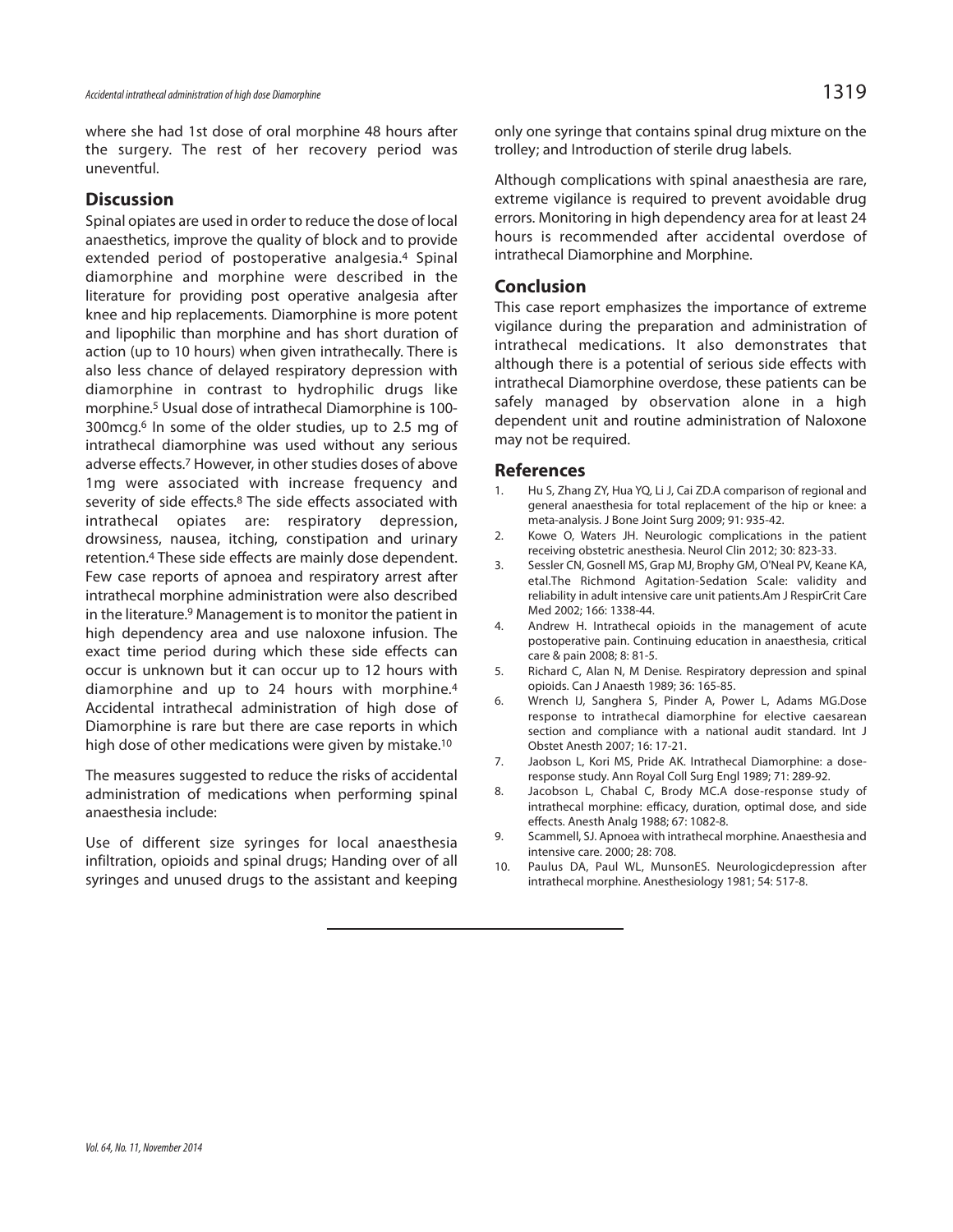where she had 1st dose of oral morphine 48 hours after the surgery. The rest of her recovery period was uneventful.

## Discussion

Spinal opiates are used in order to reduce the dose of local anaesthetics, improve the quality of block and to provide extended period of postoperative analgesia.[4] Spinal diamorphine and morphine were described in the literature for providing post operative analgesia after knee and hip replacements. Diamorphine is more potent and lipophilic than morphine and has short duration of action (up to 10 hours) when given intrathecally. There is also less chance of delayed respiratory depression with diamorphine in contrast to hydrophilic drugs like morphine.[5] Usual dose of intrathecal Diamorphine is 100-300mcg.[6] In some of the older studies, up to 2.5 mg of intrathecal diamorphine was used without any serious adverse effects.[7] However, in other studies doses of above 1mg were associated with increase frequency and severity of side effects.[8] The side effects associated with intrathecal opiates are: respiratory depression, drowsiness, nausea, itching, constipation and urinary retention.[4] These side effects are mainly dose dependent. Few case reports of apnoea and respiratory arrest after intrathecal morphine administration were also described in the literature.[9] Management is to monitor the patient in high dependency area and use naloxone infusion. The exact time period during which these side effects can occur is unknown but it can occur up to 12 hours with diamorphine and up to 24 hours with morphine.[4] Accidental intrathecal administration of high dose of Diamorphine is rare but there are case reports in which high dose of other medications were given by mistake.[10]

The measures suggested to reduce the risks of accidental administration of medications when performing spinal anaesthesia include:

Use of different size syringes for local anaesthesia infiltration, opioids and spinal drugs; Handing over of all syringes and unused drugs to the assistant and keeping only one syringe that contains spinal drug mixture on the trolley; and Introduction of sterile drug labels.

Although complications with spinal anaesthesia are rare, extreme vigilance is required to prevent avoidable drug errors. Monitoring in high dependency area for at least 24 hours is recommended after accidental overdose of intrathecal Diamorphine and Morphine.

## Conclusion

This case report emphasizes the importance of extreme vigilance during the preparation and administration of intrathecal medications. It also demonstrates that although there is a potential of serious side effects with intrathecal Diamorphine overdose, these patients can be safely managed by observation alone in a high dependent unit and routine administration of Naloxone may not be required.

## References

1. Hu S, Zhang ZY, Hua YQ, Li J, Cai ZD.A comparison of regional and general anaesthesia for total replacement of the hip or knee: a meta-analysis. J Bone Joint Surg 2009; 91: 935-42.
2. Kowe O, Waters JH. Neurologic complications in the patient receiving obstetric anesthesia. Neurol Clin 2012; 30: 823-33.
3. Sessler CN, Gosnell MS, Grap MJ, Brophy GM, O'Neal PV, Keane KA, etal.The Richmond Agitation-Sedation Scale: validity and reliability in adult intensive care unit patients.Am J RespirCrit Care Med 2002; 166: 1338-44.
4. Andrew H. Intrathecal opioids in the management of acute postoperative pain. Continuing education in anaesthesia, critical care & pain 2008; 8: 81-5.
5. Richard C, Alan N, M Denise. Respiratory depression and spinal opioids. Can J Anaesth 1989; 36: 165-85.
6. Wrench IJ, Sanghera S, Pinder A, Power L, Adams MG.Dose response to intrathecal diamorphine for elective caesarean section and compliance with a national audit standard. Int J Obstet Anesth 2007; 16: 17-21.
7. Jaobson L, Kori MS, Pride AK. Intrathecal Diamorphine: a dose-response study. Ann Royal Coll Surg Engl 1989; 71: 289-92.
8. Jacobson L, Chabal C, Brody MC.A dose-response study of intrathecal morphine: efficacy, duration, optimal dose, and side effects. Anesth Analg 1988; 67: 1082-8.
9. Scammell, SJ. Apnoea with intrathecal morphine. Anaesthesia and intensive care. 2000; 28: 708.
10. Paulus DA, Paul WL, MunsonES. Neurologicdepression after intrathecal morphine. Anesthesiology 1981; 54: 517-8.